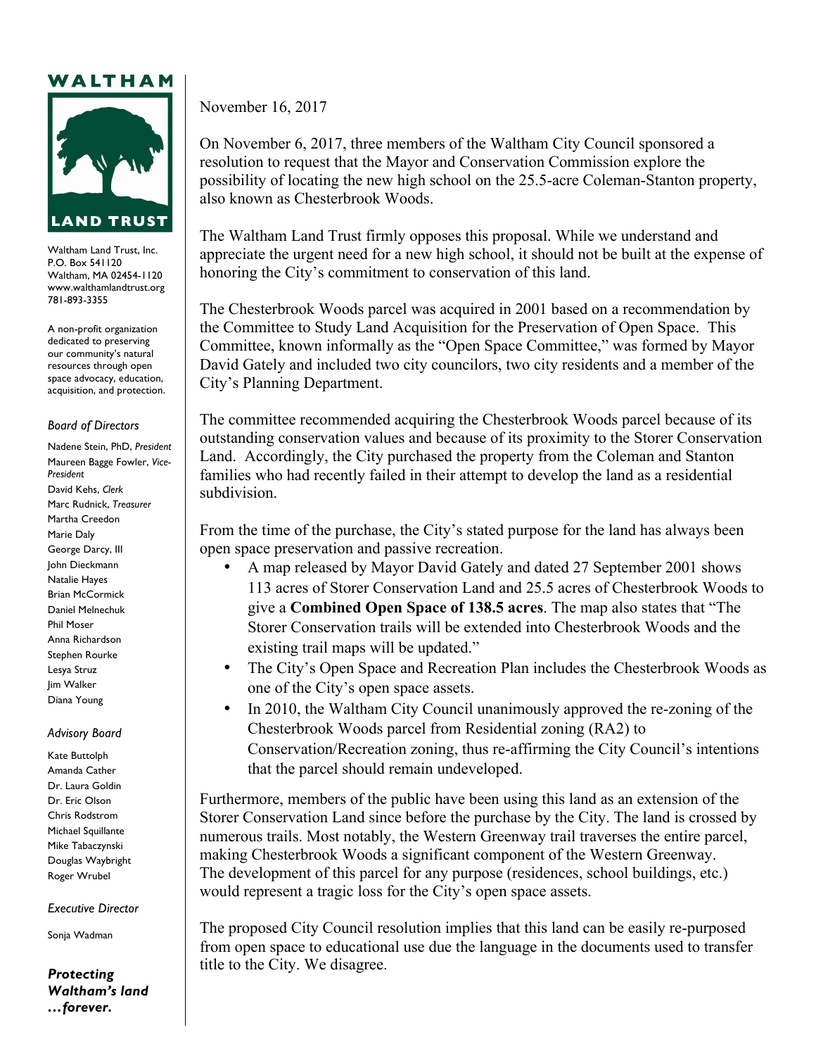# WALTHAM LAND TRUST

Waltham Land Trust, Inc.
P.O. Box 541120
Waltham, MA 02454-1120
www.walthamlandtrust.org
781-893-3355

A non-profit organization dedicated to preserving our community's natural resources through open space advocacy, education, acquisition, and protection.

*Board of Directors*

Nadene Stein, PhD, *President*
Maureen Bagge Fowler, *Vice-President*
David Kehs, *Clerk*
Marc Rudnick, *Treasurer*
Martha Creedon
Marie Daly
George Darcy, III
John Dieckmann
Natalie Hayes
Brian McCormick
Daniel Melnechuk
Phil Moser
Anna Richardson
Stephen Rourke
Lesya Struz
Jim Walker
Diana Young

*Advisory Board*

Kate Buttolph
Amanda Cather
Dr. Laura Goldin
Dr. Eric Olson
Chris Rodstrom
Michael Squillante
Mike Tabaczynski
Douglas Waybright
Roger Wrubel

*Executive Director*

Sonja Wadman

***Protecting Waltham's land …forever.***

November 16, 2017

On November 6, 2017, three members of the Waltham City Council sponsored a resolution to request that the Mayor and Conservation Commission explore the possibility of locating the new high school on the 25.5-acre Coleman-Stanton property, also known as Chesterbrook Woods.

The Waltham Land Trust firmly opposes this proposal. While we understand and appreciate the urgent need for a new high school, it should not be built at the expense of honoring the City's commitment to conservation of this land.

The Chesterbrook Woods parcel was acquired in 2001 based on a recommendation by the Committee to Study Land Acquisition for the Preservation of Open Space. This Committee, known informally as the "Open Space Committee," was formed by Mayor David Gately and included two city councilors, two city residents and a member of the City's Planning Department.

The committee recommended acquiring the Chesterbrook Woods parcel because of its outstanding conservation values and because of its proximity to the Storer Conservation Land. Accordingly, the City purchased the property from the Coleman and Stanton families who had recently failed in their attempt to develop the land as a residential subdivision.

From the time of the purchase, the City's stated purpose for the land has always been open space preservation and passive recreation.

- A map released by Mayor David Gately and dated 27 September 2001 shows 113 acres of Storer Conservation Land and 25.5 acres of Chesterbrook Woods to give a **Combined Open Space of 138.5 acres**. The map also states that "The Storer Conservation trails will be extended into Chesterbrook Woods and the existing trail maps will be updated."
- The City's Open Space and Recreation Plan includes the Chesterbrook Woods as one of the City's open space assets.
- In 2010, the Waltham City Council unanimously approved the re-zoning of the Chesterbrook Woods parcel from Residential zoning (RA2) to Conservation/Recreation zoning, thus re-affirming the City Council's intentions that the parcel should remain undeveloped.

Furthermore, members of the public have been using this land as an extension of the Storer Conservation Land since before the purchase by the City. The land is crossed by numerous trails. Most notably, the Western Greenway trail traverses the entire parcel, making Chesterbrook Woods a significant component of the Western Greenway. The development of this parcel for any purpose (residences, school buildings, etc.) would represent a tragic loss for the City's open space assets.

The proposed City Council resolution implies that this land can be easily re-purposed from open space to educational use due the language in the documents used to transfer title to the City. We disagree.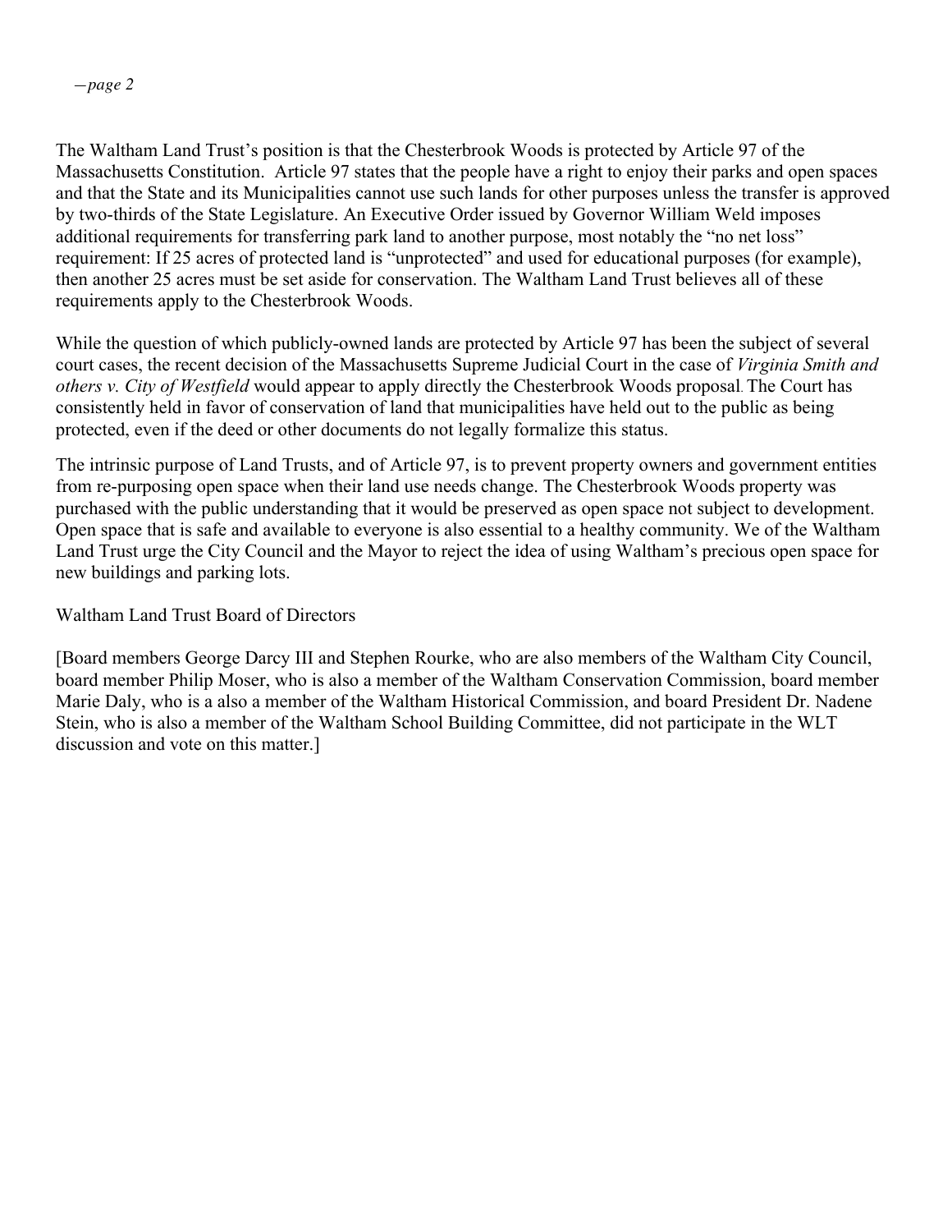The Waltham Land Trust's position is that the Chesterbrook Woods is protected by Article 97 of the Massachusetts Constitution.  Article 97 states that the people have a right to enjoy their parks and open spaces and that the State and its Municipalities cannot use such lands for other purposes unless the transfer is approved by two-thirds of the State Legislature. An Executive Order issued by Governor William Weld imposes additional requirements for transferring park land to another purpose, most notably the "no net loss" requirement: If 25 acres of protected land is "unprotected" and used for educational purposes (for example), then another 25 acres must be set aside for conservation. The Waltham Land Trust believes all of these requirements apply to the Chesterbrook Woods.

While the question of which publicly-owned lands are protected by Article 97 has been the subject of several court cases, the recent decision of the Massachusetts Supreme Judicial Court in the case of *Virginia Smith and others v. City of Westfield* would appear to apply directly the Chesterbrook Woods proposal. The Court has consistently held in favor of conservation of land that municipalities have held out to the public as being protected, even if the deed or other documents do not legally formalize this status.

The intrinsic purpose of Land Trusts, and of Article 97, is to prevent property owners and government entities from re-purposing open space when their land use needs change. The Chesterbrook Woods property was purchased with the public understanding that it would be preserved as open space not subject to development. Open space that is safe and available to everyone is also essential to a healthy community. We of the Waltham Land Trust urge the City Council and the Mayor to reject the idea of using Waltham's precious open space for new buildings and parking lots.

Waltham Land Trust Board of Directors

[Board members George Darcy III and Stephen Rourke, who are also members of the Waltham City Council, board member Philip Moser, who is also a member of the Waltham Conservation Commission, board member Marie Daly, who is a also a member of the Waltham Historical Commission, and board President Dr. Nadene Stein, who is also a member of the Waltham School Building Committee, did not participate in the WLT discussion and vote on this matter.]